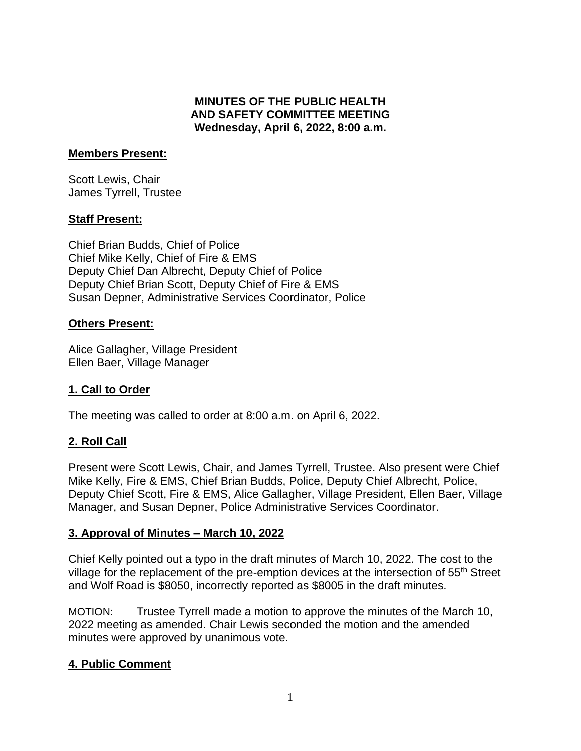**MINUTES OF THE PUBLIC HEALTH AND SAFETY COMMITTEE MEETING**
**Wednesday, April 6, 2022, 8:00 a.m.**

**Members Present:**

Scott Lewis, Chair
James Tyrrell, Trustee

**Staff Present:**

Chief Brian Budds, Chief of Police
Chief Mike Kelly, Chief of Fire & EMS
Deputy Chief Dan Albrecht, Deputy Chief of Police
Deputy Chief Brian Scott, Deputy Chief of Fire & EMS
Susan Depner, Administrative Services Coordinator, Police

**Others Present:**

Alice Gallagher, Village President
Ellen Baer, Village Manager

## 1. Call to Order

The meeting was called to order at 8:00 a.m. on April 6, 2022.

## 2. Roll Call

Present were Scott Lewis, Chair, and James Tyrrell, Trustee. Also present were Chief Mike Kelly, Fire & EMS, Chief Brian Budds, Police, Deputy Chief Albrecht, Police, Deputy Chief Scott, Fire & EMS, Alice Gallagher, Village President, Ellen Baer, Village Manager, and Susan Depner, Police Administrative Services Coordinator.

## 3. Approval of Minutes – March 10, 2022

Chief Kelly pointed out a typo in the draft minutes of March 10, 2022. The cost to the village for the replacement of the pre-emption devices at the intersection of 55th Street and Wolf Road is $8050, incorrectly reported as $8005 in the draft minutes.

MOTION: Trustee Tyrrell made a motion to approve the minutes of the March 10, 2022 meeting as amended. Chair Lewis seconded the motion and the amended minutes were approved by unanimous vote.

## 4. Public Comment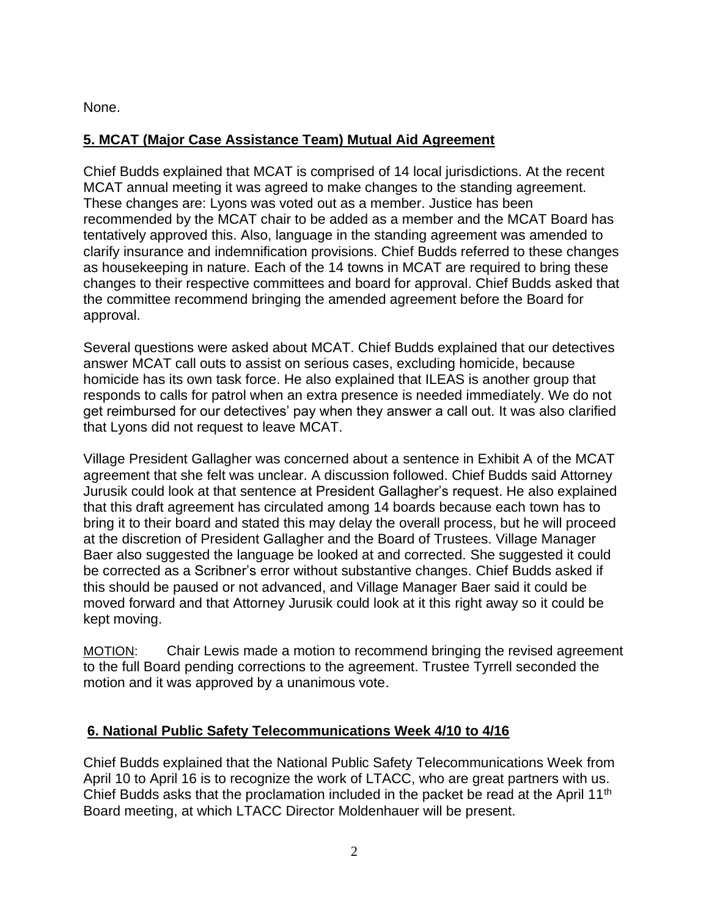None.

## **5. MCAT (Major Case Assistance Team) Mutual Aid Agreement**

Chief Budds explained that MCAT is comprised of 14 local jurisdictions. At the recent MCAT annual meeting it was agreed to make changes to the standing agreement. These changes are: Lyons was voted out as a member. Justice has been recommended by the MCAT chair to be added as a member and the MCAT Board has tentatively approved this. Also, language in the standing agreement was amended to clarify insurance and indemnification provisions. Chief Budds referred to these changes as housekeeping in nature. Each of the 14 towns in MCAT are required to bring these changes to their respective committees and board for approval. Chief Budds asked that the committee recommend bringing the amended agreement before the Board for approval.

Several questions were asked about MCAT. Chief Budds explained that our detectives answer MCAT call outs to assist on serious cases, excluding homicide, because homicide has its own task force. He also explained that ILEAS is another group that responds to calls for patrol when an extra presence is needed immediately. We do not get reimbursed for our detectives' pay when they answer a call out. It was also clarified that Lyons did not request to leave MCAT.

Village President Gallagher was concerned about a sentence in Exhibit A of the MCAT agreement that she felt was unclear. A discussion followed. Chief Budds said Attorney Jurusik could look at that sentence at President Gallagher's request. He also explained that this draft agreement has circulated among 14 boards because each town has to bring it to their board and stated this may delay the overall process, but he will proceed at the discretion of President Gallagher and the Board of Trustees. Village Manager Baer also suggested the language be looked at and corrected. She suggested it could be corrected as a Scribner's error without substantive changes. Chief Budds asked if this should be paused or not advanced, and Village Manager Baer said it could be moved forward and that Attorney Jurusik could look at it this right away so it could be kept moving.

MOTION: Chair Lewis made a motion to recommend bringing the revised agreement to the full Board pending corrections to the agreement. Trustee Tyrrell seconded the motion and it was approved by a unanimous vote.

## **6. National Public Safety Telecommunications Week 4/10 to 4/16**

Chief Budds explained that the National Public Safety Telecommunications Week from April 10 to April 16 is to recognize the work of LTACC, who are great partners with us. Chief Budds asks that the proclamation included in the packet be read at the April 11th Board meeting, at which LTACC Director Moldenhauer will be present.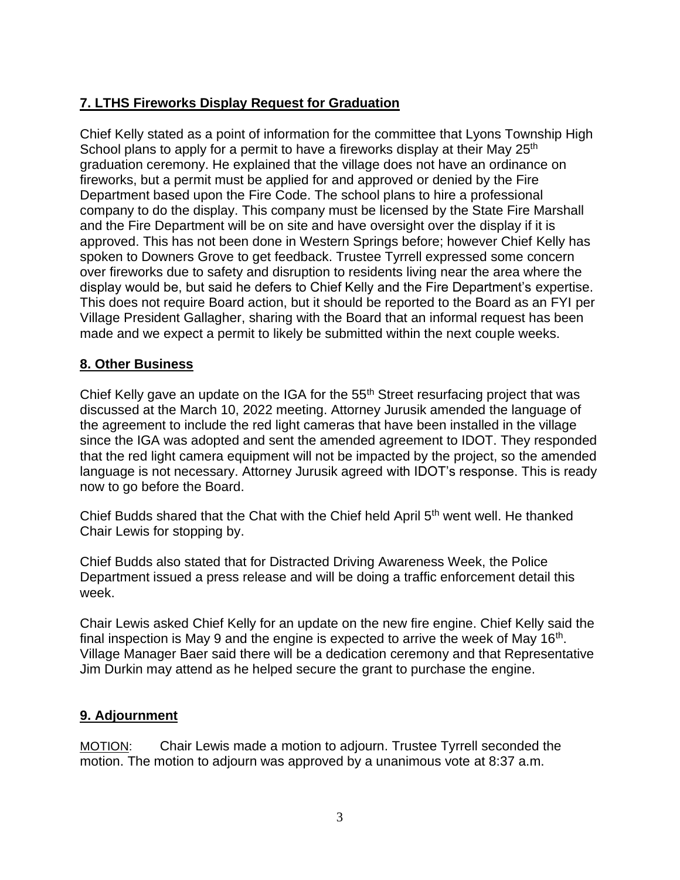## **7. LTHS Fireworks Display Request for Graduation**

Chief Kelly stated as a point of information for the committee that Lyons Township High School plans to apply for a permit to have a fireworks display at their May 25th graduation ceremony. He explained that the village does not have an ordinance on fireworks, but a permit must be applied for and approved or denied by the Fire Department based upon the Fire Code. The school plans to hire a professional company to do the display. This company must be licensed by the State Fire Marshall and the Fire Department will be on site and have oversight over the display if it is approved. This has not been done in Western Springs before; however Chief Kelly has spoken to Downers Grove to get feedback. Trustee Tyrrell expressed some concern over fireworks due to safety and disruption to residents living near the area where the display would be, but said he defers to Chief Kelly and the Fire Department's expertise. This does not require Board action, but it should be reported to the Board as an FYI per Village President Gallagher, sharing with the Board that an informal request has been made and we expect a permit to likely be submitted within the next couple weeks.

## **8. Other Business**

Chief Kelly gave an update on the IGA for the 55th Street resurfacing project that was discussed at the March 10, 2022 meeting. Attorney Jurusik amended the language of the agreement to include the red light cameras that have been installed in the village since the IGA was adopted and sent the amended agreement to IDOT. They responded that the red light camera equipment will not be impacted by the project, so the amended language is not necessary. Attorney Jurusik agreed with IDOT's response. This is ready now to go before the Board.

Chief Budds shared that the Chat with the Chief held April 5th went well. He thanked Chair Lewis for stopping by.

Chief Budds also stated that for Distracted Driving Awareness Week, the Police Department issued a press release and will be doing a traffic enforcement detail this week.

Chair Lewis asked Chief Kelly for an update on the new fire engine. Chief Kelly said the final inspection is May 9 and the engine is expected to arrive the week of May 16th. Village Manager Baer said there will be a dedication ceremony and that Representative Jim Durkin may attend as he helped secure the grant to purchase the engine.

## **9. Adjournment**

MOTION: Chair Lewis made a motion to adjourn. Trustee Tyrrell seconded the motion. The motion to adjourn was approved by a unanimous vote at 8:37 a.m.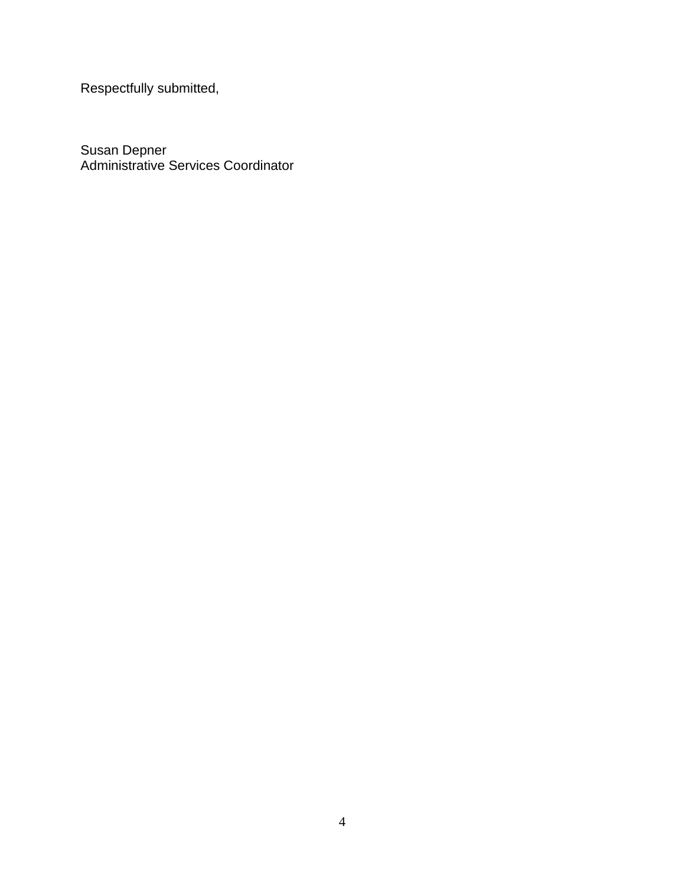Respectfully submitted,

Susan Depner
Administrative Services Coordinator